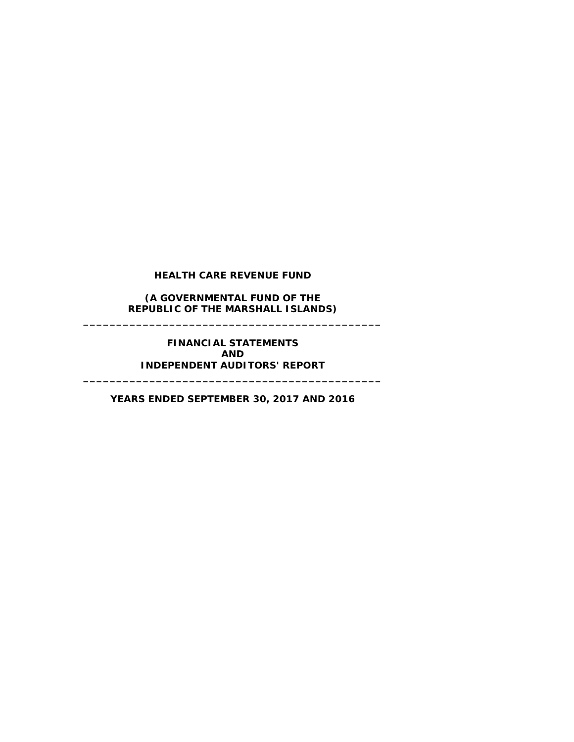**HEALTH CARE REVENUE FUND**

**(A GOVERNMENTAL FUND OF THE REPUBLIC OF THE MARSHALL ISLANDS)**

---

**FINANCIAL STATEMENTS AND INDEPENDENT AUDITORS' REPORT**

---

**YEARS ENDED SEPTEMBER 30, 2017 AND 2016**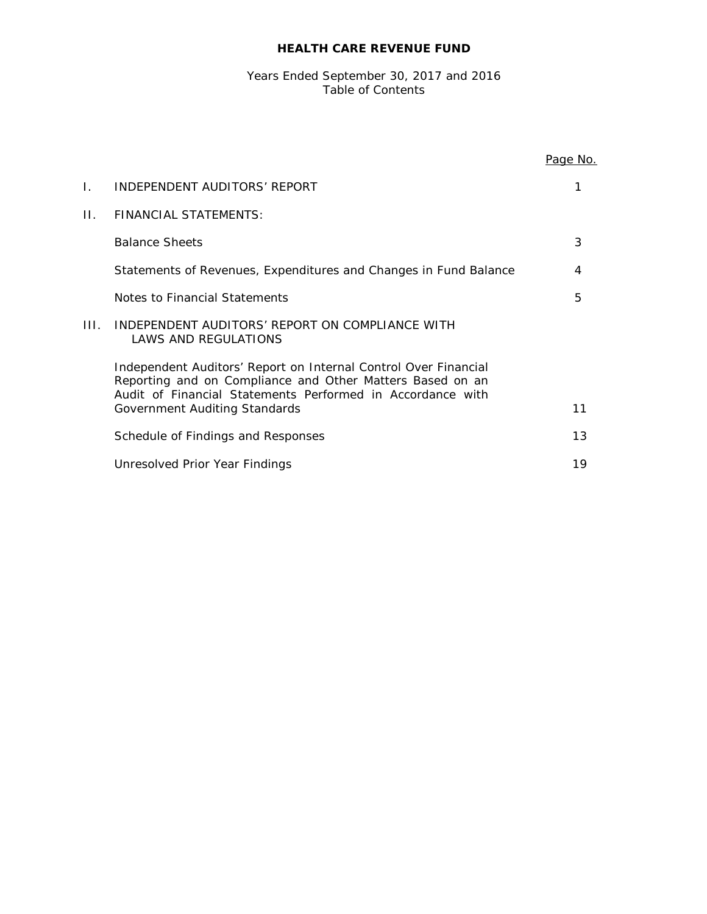# HEALTH CARE REVENUE FUND

Years Ended September 30, 2017 and 2016
Table of Contents

| | | Page No. |
|---|---|---|
| I. | INDEPENDENT AUDITORS' REPORT | 1 |
| II. | FINANCIAL STATEMENTS: | |
| | Balance Sheets | 3 |
| | Statements of Revenues, Expenditures and Changes in Fund Balance | 4 |
| | Notes to Financial Statements | 5 |
| III. | INDEPENDENT AUDITORS' REPORT ON COMPLIANCE WITH LAWS AND REGULATIONS | |
| | Independent Auditors' Report on Internal Control Over Financial Reporting and on Compliance and Other Matters Based on an Audit of Financial Statements Performed in Accordance with Government Auditing Standards | 11 |
| | Schedule of Findings and Responses | 13 |
| | Unresolved Prior Year Findings | 19 |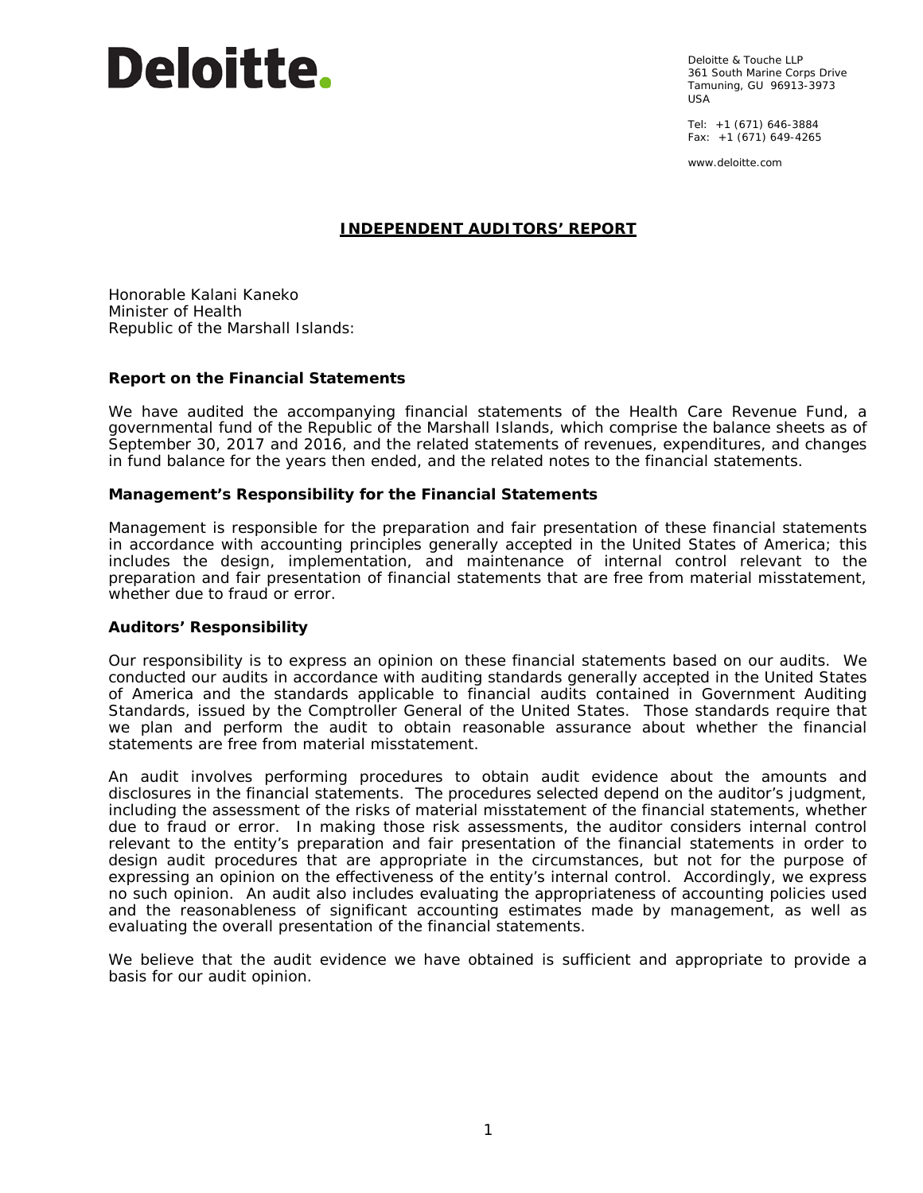Deloitte.

Deloitte & Touche LLP
361 South Marine Corps Drive
Tamuning, GU 96913-3973
USA

Tel: +1 (671) 646-3884
Fax: +1 (671) 649-4265

www.deloitte.com

## INDEPENDENT AUDITORS' REPORT

Honorable Kalani Kaneko
Minister of Health
Republic of the Marshall Islands:

### Report on the Financial Statements

We have audited the accompanying financial statements of the Health Care Revenue Fund, a governmental fund of the Republic of the Marshall Islands, which comprise the balance sheets as of September 30, 2017 and 2016, and the related statements of revenues, expenditures, and changes in fund balance for the years then ended, and the related notes to the financial statements.

### Management's Responsibility for the Financial Statements

Management is responsible for the preparation and fair presentation of these financial statements in accordance with accounting principles generally accepted in the United States of America; this includes the design, implementation, and maintenance of internal control relevant to the preparation and fair presentation of financial statements that are free from material misstatement, whether due to fraud or error.

### Auditors' Responsibility

Our responsibility is to express an opinion on these financial statements based on our audits. We conducted our audits in accordance with auditing standards generally accepted in the United States of America and the standards applicable to financial audits contained in Government Auditing Standards, issued by the Comptroller General of the United States. Those standards require that we plan and perform the audit to obtain reasonable assurance about whether the financial statements are free from material misstatement.

An audit involves performing procedures to obtain audit evidence about the amounts and disclosures in the financial statements. The procedures selected depend on the auditor's judgment, including the assessment of the risks of material misstatement of the financial statements, whether due to fraud or error. In making those risk assessments, the auditor considers internal control relevant to the entity's preparation and fair presentation of the financial statements in order to design audit procedures that are appropriate in the circumstances, but not for the purpose of expressing an opinion on the effectiveness of the entity's internal control. Accordingly, we express no such opinion. An audit also includes evaluating the appropriateness of accounting policies used and the reasonableness of significant accounting estimates made by management, as well as evaluating the overall presentation of the financial statements.

We believe that the audit evidence we have obtained is sufficient and appropriate to provide a basis for our audit opinion.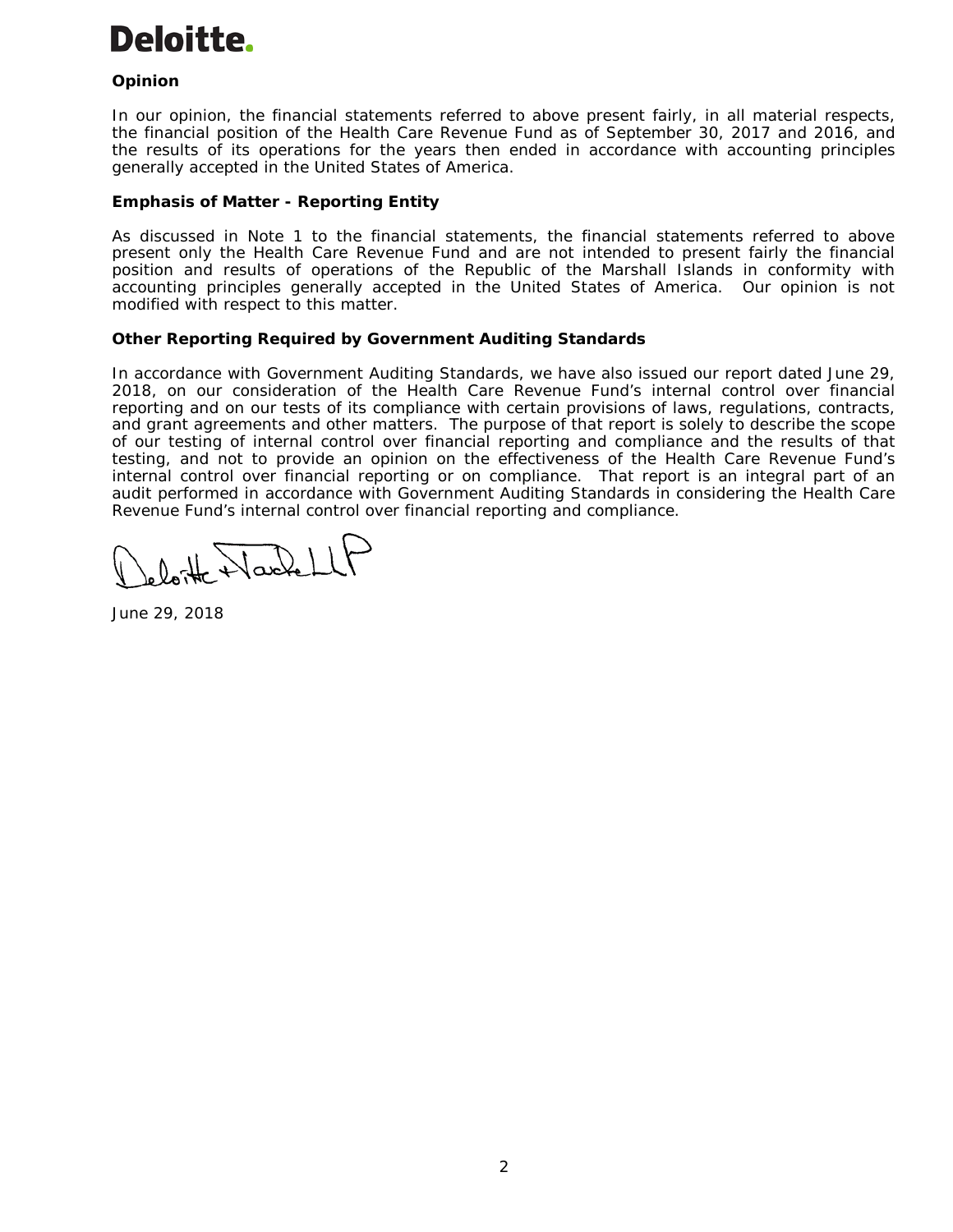**Deloitte.**

**Opinion**

In our opinion, the financial statements referred to above present fairly, in all material respects, the financial position of the Health Care Revenue Fund as of September 30, 2017 and 2016, and the results of its operations for the years then ended in accordance with accounting principles generally accepted in the United States of America.

**Emphasis of Matter - Reporting Entity**

As discussed in Note 1 to the financial statements, the financial statements referred to above present only the Health Care Revenue Fund and are not intended to present fairly the financial position and results of operations of the Republic of the Marshall Islands in conformity with accounting principles generally accepted in the United States of America. Our opinion is not modified with respect to this matter.

**Other Reporting Required by Government Auditing Standards**

In accordance with Government Auditing Standards, we have also issued our report dated June 29, 2018, on our consideration of the Health Care Revenue Fund's internal control over financial reporting and on our tests of its compliance with certain provisions of laws, regulations, contracts, and grant agreements and other matters. The purpose of that report is solely to describe the scope of our testing of internal control over financial reporting and compliance and the results of that testing, and not to provide an opinion on the effectiveness of the Health Care Revenue Fund's internal control over financial reporting or on compliance. That report is an integral part of an audit performed in accordance with Government Auditing Standards in considering the Health Care Revenue Fund's internal control over financial reporting and compliance.

Deloitte & Touche LLP

June 29, 2018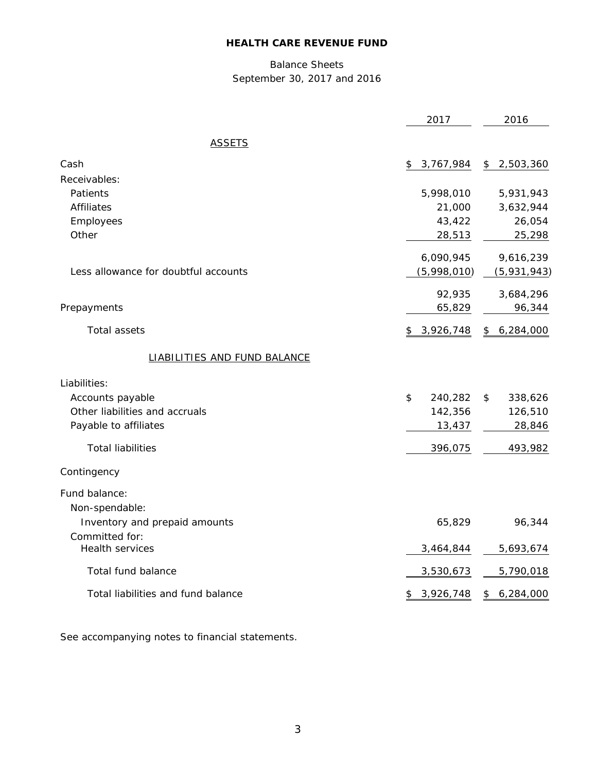# HEALTH CARE REVENUE FUND

Balance Sheets
September 30, 2017 and 2016

| | 2017 | 2016 |
|---|---|---|
| **ASSETS** | | |
| Cash | $ 3,767,984 | $ 2,503,360 |
| Receivables: | | |
| Patients | 5,998,010 | 5,931,943 |
| Affiliates | 21,000 | 3,632,944 |
| Employees | 43,422 | 26,054 |
| Other | 28,513 | 25,298 |
| | 6,090,945 | 9,616,239 |
| Less allowance for doubtful accounts | (5,998,010) | (5,931,943) |
| | 92,935 | 3,684,296 |
| Prepayments | 65,829 | 96,344 |
| Total assets | $ 3,926,748 | $ 6,284,000 |
| **LIABILITIES AND FUND BALANCE** | | |
| Liabilities: | | |
| Accounts payable | $ 240,282 | $ 338,626 |
| Other liabilities and accruals | 142,356 | 126,510 |
| Payable to affiliates | 13,437 | 28,846 |
| Total liabilities | 396,075 | 493,982 |
| Contingency | | |
| Fund balance: | | |
| Non-spendable: | | |
| Inventory and prepaid amounts | 65,829 | 96,344 |
| Committed for: | | |
| Health services | 3,464,844 | 5,693,674 |
| Total fund balance | 3,530,673 | 5,790,018 |
| Total liabilities and fund balance | $ 3,926,748 | $ 6,284,000 |

See accompanying notes to financial statements.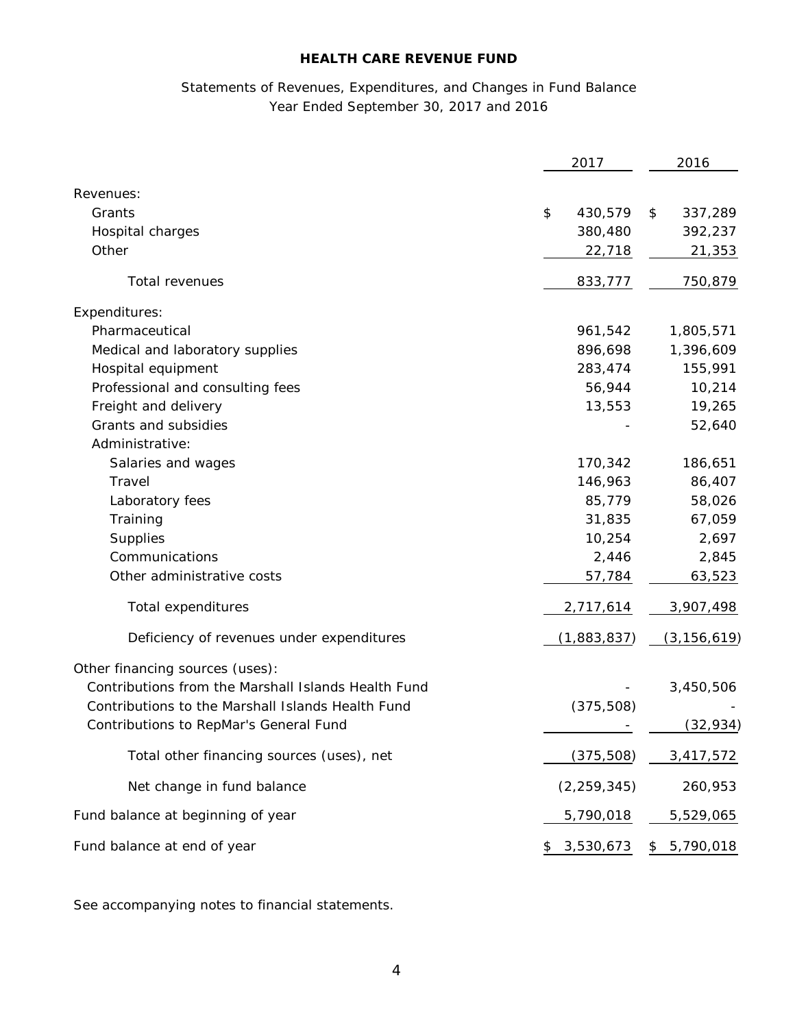# HEALTH CARE REVENUE FUND

Statements of Revenues, Expenditures, and Changes in Fund Balance
Year Ended September 30, 2017 and 2016

| | 2017 | 2016 |
|---|---|---|
| Revenues: | | |
| Grants | $ 430,579 | $ 337,289 |
| Hospital charges | 380,480 | 392,237 |
| Other | 22,718 | 21,353 |
| Total revenues | 833,777 | 750,879 |
| Expenditures: | | |
| Pharmaceutical | 961,542 | 1,805,571 |
| Medical and laboratory supplies | 896,698 | 1,396,609 |
| Hospital equipment | 283,474 | 155,991 |
| Professional and consulting fees | 56,944 | 10,214 |
| Freight and delivery | 13,553 | 19,265 |
| Grants and subsidies | - | 52,640 |
| Administrative: | | |
| Salaries and wages | 170,342 | 186,651 |
| Travel | 146,963 | 86,407 |
| Laboratory fees | 85,779 | 58,026 |
| Training | 31,835 | 67,059 |
| Supplies | 10,254 | 2,697 |
| Communications | 2,446 | 2,845 |
| Other administrative costs | 57,784 | 63,523 |
| Total expenditures | 2,717,614 | 3,907,498 |
| Deficiency of revenues under expenditures | (1,883,837) | (3,156,619) |
| Other financing sources (uses): | | |
| Contributions from the Marshall Islands Health Fund | - | 3,450,506 |
| Contributions to the Marshall Islands Health Fund | (375,508) | - |
| Contributions to RepMar's General Fund | - | (32,934) |
| Total other financing sources (uses), net | (375,508) | 3,417,572 |
| Net change in fund balance | (2,259,345) | 260,953 |
| Fund balance at beginning of year | 5,790,018 | 5,529,065 |
| Fund balance at end of year | $ 3,530,673 | $ 5,790,018 |

See accompanying notes to financial statements.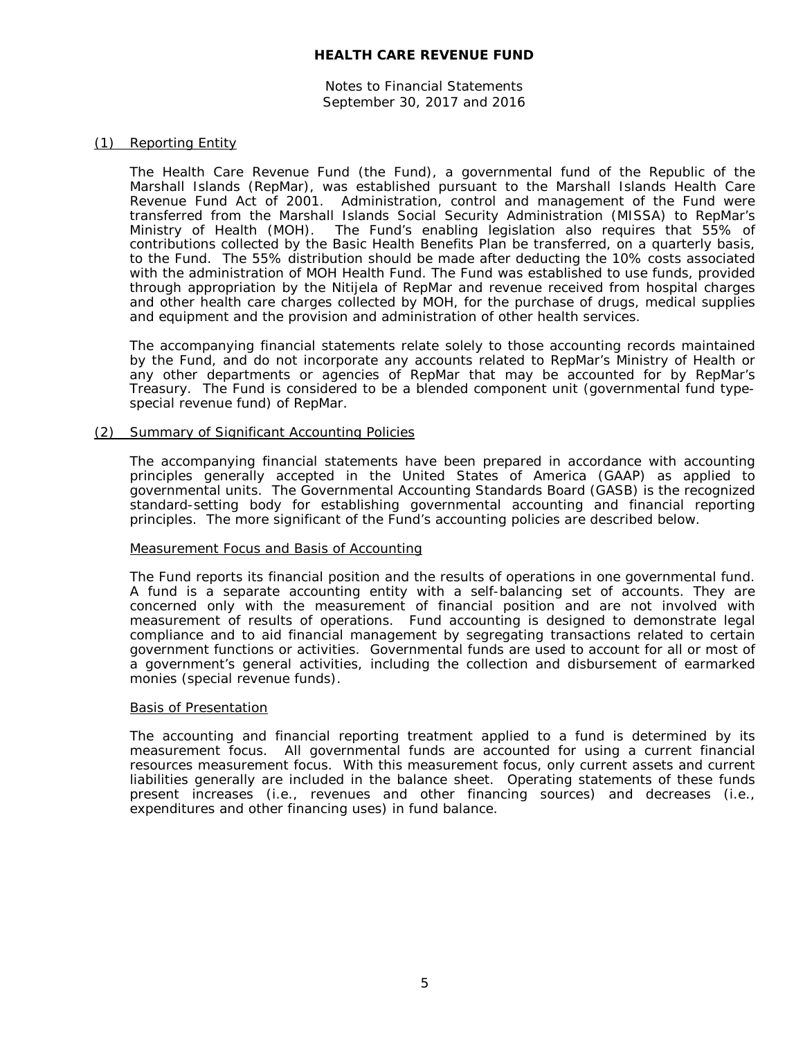# HEALTH CARE REVENUE FUND

Notes to Financial Statements
September 30, 2017 and 2016

## (1) Reporting Entity

The Health Care Revenue Fund (the Fund), a governmental fund of the Republic of the Marshall Islands (RepMar), was established pursuant to the Marshall Islands Health Care Revenue Fund Act of 2001. Administration, control and management of the Fund were transferred from the Marshall Islands Social Security Administration (MISSA) to RepMar's Ministry of Health (MOH). The Fund's enabling legislation also requires that 55% of contributions collected by the Basic Health Benefits Plan be transferred, on a quarterly basis, to the Fund. The 55% distribution should be made after deducting the 10% costs associated with the administration of MOH Health Fund. The Fund was established to use funds, provided through appropriation by the Nitijela of RepMar and revenue received from hospital charges and other health care charges collected by MOH, for the purchase of drugs, medical supplies and equipment and the provision and administration of other health services.

The accompanying financial statements relate solely to those accounting records maintained by the Fund, and do not incorporate any accounts related to RepMar's Ministry of Health or any other departments or agencies of RepMar that may be accounted for by RepMar's Treasury. The Fund is considered to be a blended component unit (governmental fund type-special revenue fund) of RepMar.

## (2) Summary of Significant Accounting Policies

The accompanying financial statements have been prepared in accordance with accounting principles generally accepted in the United States of America (GAAP) as applied to governmental units. The Governmental Accounting Standards Board (GASB) is the recognized standard-setting body for establishing governmental accounting and financial reporting principles. The more significant of the Fund's accounting policies are described below.

### Measurement Focus and Basis of Accounting

The Fund reports its financial position and the results of operations in one governmental fund. A fund is a separate accounting entity with a self-balancing set of accounts. They are concerned only with the measurement of financial position and are not involved with measurement of results of operations. Fund accounting is designed to demonstrate legal compliance and to aid financial management by segregating transactions related to certain government functions or activities. Governmental funds are used to account for all or most of a government's general activities, including the collection and disbursement of earmarked monies (special revenue funds).

### Basis of Presentation

The accounting and financial reporting treatment applied to a fund is determined by its measurement focus. All governmental funds are accounted for using a current financial resources measurement focus. With this measurement focus, only current assets and current liabilities generally are included in the balance sheet. Operating statements of these funds present increases (i.e., revenues and other financing sources) and decreases (i.e., expenditures and other financing uses) in fund balance.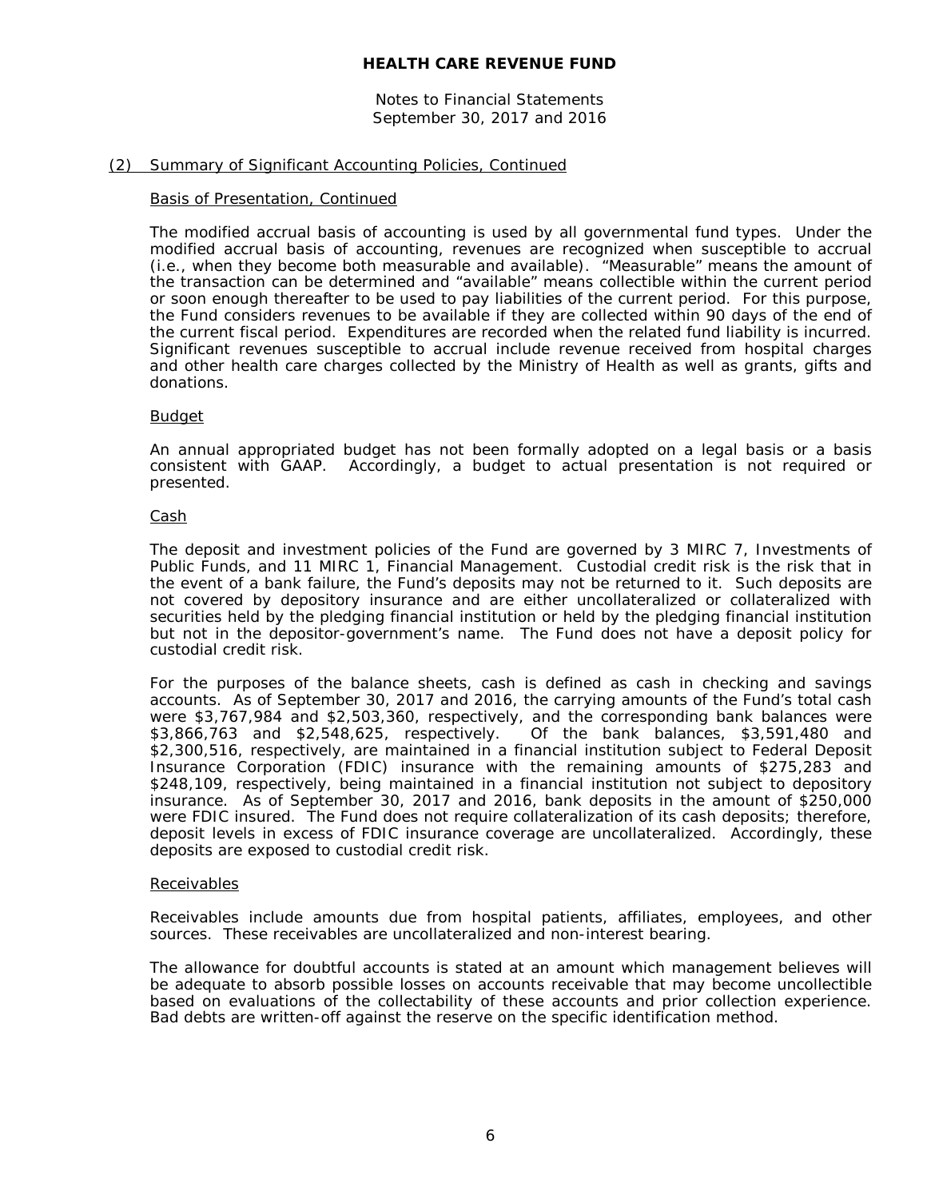## (2) Summary of Significant Accounting Policies, Continued

### Basis of Presentation, Continued

The modified accrual basis of accounting is used by all governmental fund types. Under the modified accrual basis of accounting, revenues are recognized when susceptible to accrual (i.e., when they become both measurable and available). "Measurable" means the amount of the transaction can be determined and "available" means collectible within the current period or soon enough thereafter to be used to pay liabilities of the current period. For this purpose, the Fund considers revenues to be available if they are collected within 90 days of the end of the current fiscal period. Expenditures are recorded when the related fund liability is incurred. Significant revenues susceptible to accrual include revenue received from hospital charges and other health care charges collected by the Ministry of Health as well as grants, gifts and donations.

### Budget

An annual appropriated budget has not been formally adopted on a legal basis or a basis consistent with GAAP. Accordingly, a budget to actual presentation is not required or presented.

### Cash

The deposit and investment policies of the Fund are governed by 3 MIRC 7, Investments of Public Funds, and 11 MIRC 1, Financial Management. Custodial credit risk is the risk that in the event of a bank failure, the Fund's deposits may not be returned to it. Such deposits are not covered by depository insurance and are either uncollateralized or collateralized with securities held by the pledging financial institution or held by the pledging financial institution but not in the depositor-government's name. The Fund does not have a deposit policy for custodial credit risk.

For the purposes of the balance sheets, cash is defined as cash in checking and savings accounts. As of September 30, 2017 and 2016, the carrying amounts of the Fund's total cash were $3,767,984 and $2,503,360, respectively, and the corresponding bank balances were $3,866,763 and $2,548,625, respectively. Of the bank balances, $3,591,480 and $2,300,516, respectively, are maintained in a financial institution subject to Federal Deposit Insurance Corporation (FDIC) insurance with the remaining amounts of $275,283 and $248,109, respectively, being maintained in a financial institution not subject to depository insurance. As of September 30, 2017 and 2016, bank deposits in the amount of $250,000 were FDIC insured. The Fund does not require collateralization of its cash deposits; therefore, deposit levels in excess of FDIC insurance coverage are uncollateralized. Accordingly, these deposits are exposed to custodial credit risk.

### Receivables

Receivables include amounts due from hospital patients, affiliates, employees, and other sources. These receivables are uncollateralized and non-interest bearing.

The allowance for doubtful accounts is stated at an amount which management believes will be adequate to absorb possible losses on accounts receivable that may become uncollectible based on evaluations of the collectability of these accounts and prior collection experience. Bad debts are written-off against the reserve on the specific identification method.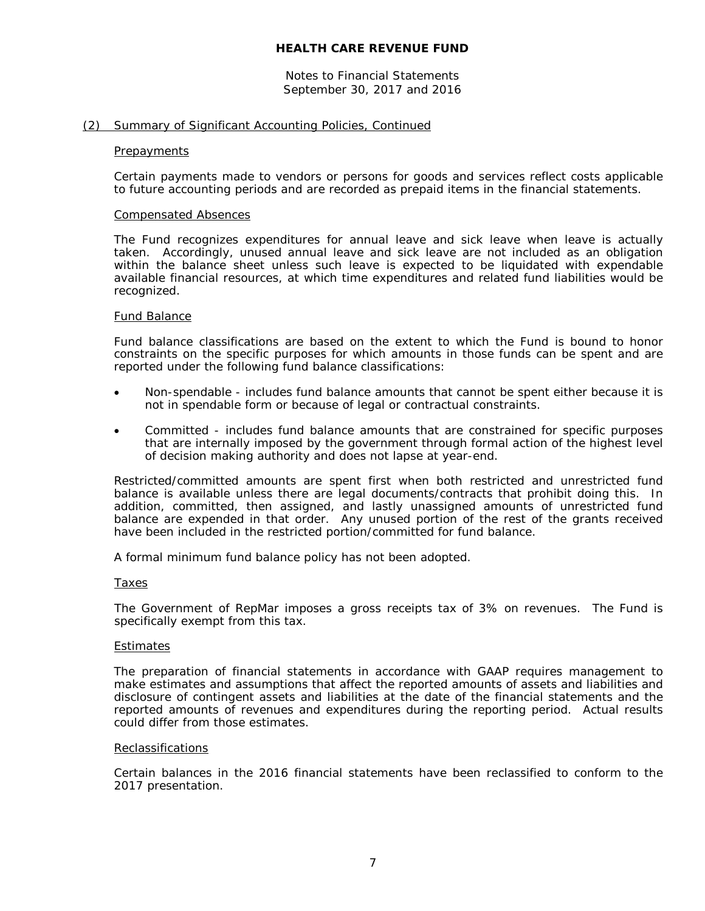## (2) Summary of Significant Accounting Policies, Continued

### Prepayments

Certain payments made to vendors or persons for goods and services reflect costs applicable to future accounting periods and are recorded as prepaid items in the financial statements.

### Compensated Absences

The Fund recognizes expenditures for annual leave and sick leave when leave is actually taken. Accordingly, unused annual leave and sick leave are not included as an obligation within the balance sheet unless such leave is expected to be liquidated with expendable available financial resources, at which time expenditures and related fund liabilities would be recognized.

### Fund Balance

Fund balance classifications are based on the extent to which the Fund is bound to honor constraints on the specific purposes for which amounts in those funds can be spent and are reported under the following fund balance classifications:

- Non-spendable - includes fund balance amounts that cannot be spent either because it is not in spendable form or because of legal or contractual constraints.
- Committed - includes fund balance amounts that are constrained for specific purposes that are internally imposed by the government through formal action of the highest level of decision making authority and does not lapse at year-end.

Restricted/committed amounts are spent first when both restricted and unrestricted fund balance is available unless there are legal documents/contracts that prohibit doing this. In addition, committed, then assigned, and lastly unassigned amounts of unrestricted fund balance are expended in that order. Any unused portion of the rest of the grants received have been included in the restricted portion/committed for fund balance.

A formal minimum fund balance policy has not been adopted.

### Taxes

The Government of RepMar imposes a gross receipts tax of 3% on revenues. The Fund is specifically exempt from this tax.

### Estimates

The preparation of financial statements in accordance with GAAP requires management to make estimates and assumptions that affect the reported amounts of assets and liabilities and disclosure of contingent assets and liabilities at the date of the financial statements and the reported amounts of revenues and expenditures during the reporting period. Actual results could differ from those estimates.

### Reclassifications

Certain balances in the 2016 financial statements have been reclassified to conform to the 2017 presentation.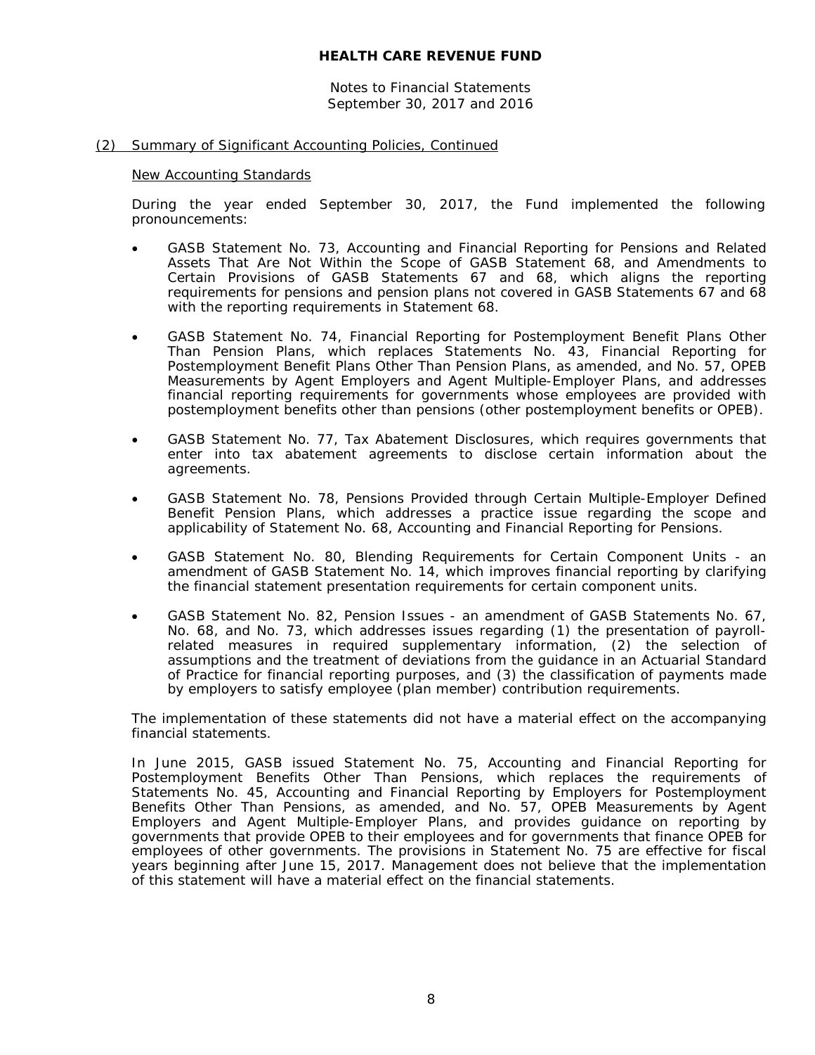## (2) Summary of Significant Accounting Policies, Continued

### New Accounting Standards

During the year ended September 30, 2017, the Fund implemented the following pronouncements:

- GASB Statement No. 73, Accounting and Financial Reporting for Pensions and Related Assets That Are Not Within the Scope of GASB Statement 68, and Amendments to Certain Provisions of GASB Statements 67 and 68, which aligns the reporting requirements for pensions and pension plans not covered in GASB Statements 67 and 68 with the reporting requirements in Statement 68.

- GASB Statement No. 74, Financial Reporting for Postemployment Benefit Plans Other Than Pension Plans, which replaces Statements No. 43, Financial Reporting for Postemployment Benefit Plans Other Than Pension Plans, as amended, and No. 57, OPEB Measurements by Agent Employers and Agent Multiple-Employer Plans, and addresses financial reporting requirements for governments whose employees are provided with postemployment benefits other than pensions (other postemployment benefits or OPEB).

- GASB Statement No. 77, Tax Abatement Disclosures, which requires governments that enter into tax abatement agreements to disclose certain information about the agreements.

- GASB Statement No. 78, Pensions Provided through Certain Multiple-Employer Defined Benefit Pension Plans, which addresses a practice issue regarding the scope and applicability of Statement No. 68, Accounting and Financial Reporting for Pensions.

- GASB Statement No. 80, Blending Requirements for Certain Component Units - an amendment of GASB Statement No. 14, which improves financial reporting by clarifying the financial statement presentation requirements for certain component units.

- GASB Statement No. 82, Pension Issues - an amendment of GASB Statements No. 67, No. 68, and No. 73, which addresses issues regarding (1) the presentation of payroll-related measures in required supplementary information, (2) the selection of assumptions and the treatment of deviations from the guidance in an Actuarial Standard of Practice for financial reporting purposes, and (3) the classification of payments made by employers to satisfy employee (plan member) contribution requirements.

The implementation of these statements did not have a material effect on the accompanying financial statements.

In June 2015, GASB issued Statement No. 75, Accounting and Financial Reporting for Postemployment Benefits Other Than Pensions, which replaces the requirements of Statements No. 45, Accounting and Financial Reporting by Employers for Postemployment Benefits Other Than Pensions, as amended, and No. 57, OPEB Measurements by Agent Employers and Agent Multiple-Employer Plans, and provides guidance on reporting by governments that provide OPEB to their employees and for governments that finance OPEB for employees of other governments. The provisions in Statement No. 75 are effective for fiscal years beginning after June 15, 2017. Management does not believe that the implementation of this statement will have a material effect on the financial statements.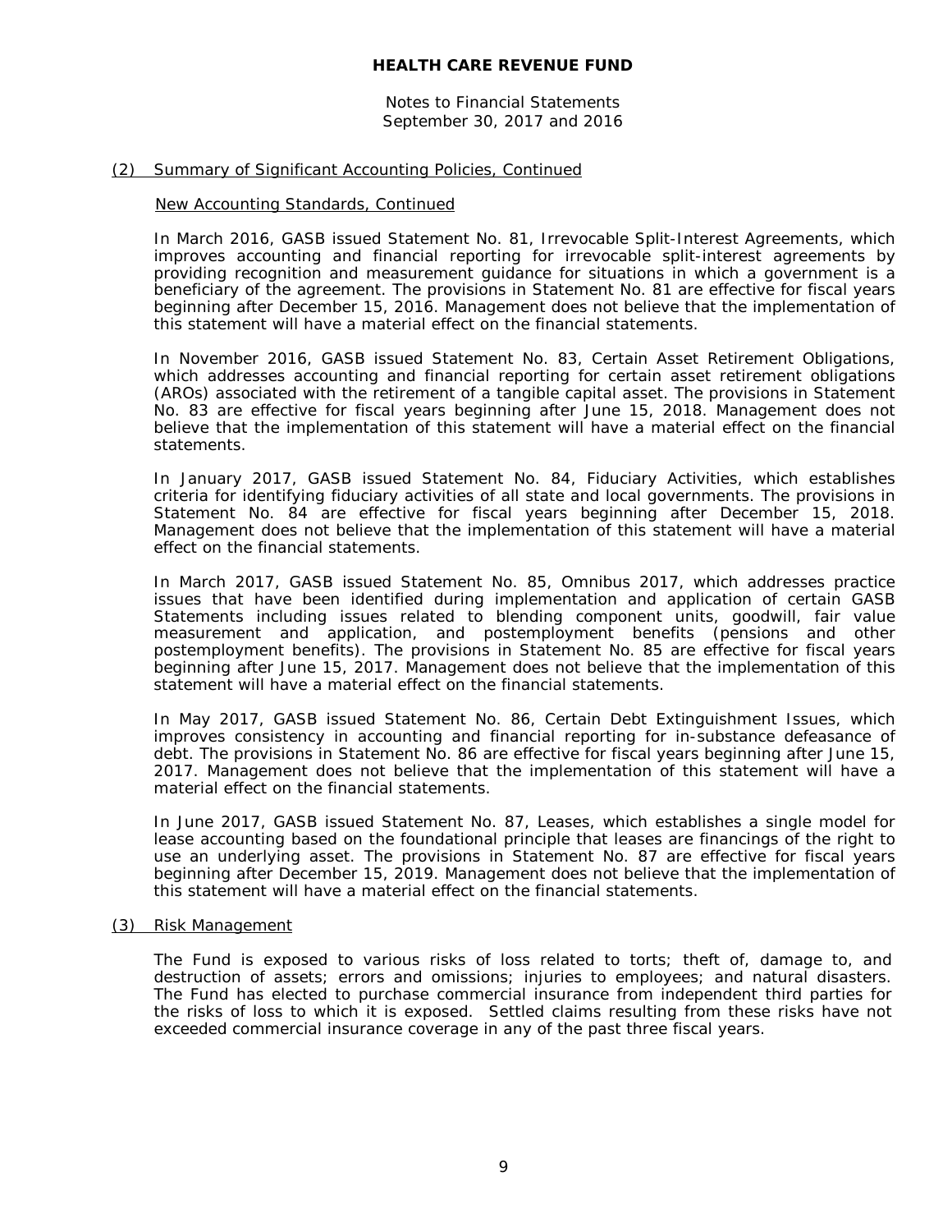### (2) Summary of Significant Accounting Policies, Continued

#### New Accounting Standards, Continued

In March 2016, GASB issued Statement No. 81, Irrevocable Split-Interest Agreements, which improves accounting and financial reporting for irrevocable split-interest agreements by providing recognition and measurement guidance for situations in which a government is a beneficiary of the agreement. The provisions in Statement No. 81 are effective for fiscal years beginning after December 15, 2016. Management does not believe that the implementation of this statement will have a material effect on the financial statements.

In November 2016, GASB issued Statement No. 83, Certain Asset Retirement Obligations, which addresses accounting and financial reporting for certain asset retirement obligations (AROs) associated with the retirement of a tangible capital asset. The provisions in Statement No. 83 are effective for fiscal years beginning after June 15, 2018. Management does not believe that the implementation of this statement will have a material effect on the financial statements.

In January 2017, GASB issued Statement No. 84, Fiduciary Activities, which establishes criteria for identifying fiduciary activities of all state and local governments. The provisions in Statement No. 84 are effective for fiscal years beginning after December 15, 2018. Management does not believe that the implementation of this statement will have a material effect on the financial statements.

In March 2017, GASB issued Statement No. 85, Omnibus 2017, which addresses practice issues that have been identified during implementation and application of certain GASB Statements including issues related to blending component units, goodwill, fair value measurement and application, and postemployment benefits (pensions and other postemployment benefits). The provisions in Statement No. 85 are effective for fiscal years beginning after June 15, 2017. Management does not believe that the implementation of this statement will have a material effect on the financial statements.

In May 2017, GASB issued Statement No. 86, Certain Debt Extinguishment Issues, which improves consistency in accounting and financial reporting for in-substance defeasance of debt. The provisions in Statement No. 86 are effective for fiscal years beginning after June 15, 2017. Management does not believe that the implementation of this statement will have a material effect on the financial statements.

In June 2017, GASB issued Statement No. 87, Leases, which establishes a single model for lease accounting based on the foundational principle that leases are financings of the right to use an underlying asset. The provisions in Statement No. 87 are effective for fiscal years beginning after December 15, 2019. Management does not believe that the implementation of this statement will have a material effect on the financial statements.

### (3) Risk Management

The Fund is exposed to various risks of loss related to torts; theft of, damage to, and destruction of assets; errors and omissions; injuries to employees; and natural disasters. The Fund has elected to purchase commercial insurance from independent third parties for the risks of loss to which it is exposed. Settled claims resulting from these risks have not exceeded commercial insurance coverage in any of the past three fiscal years.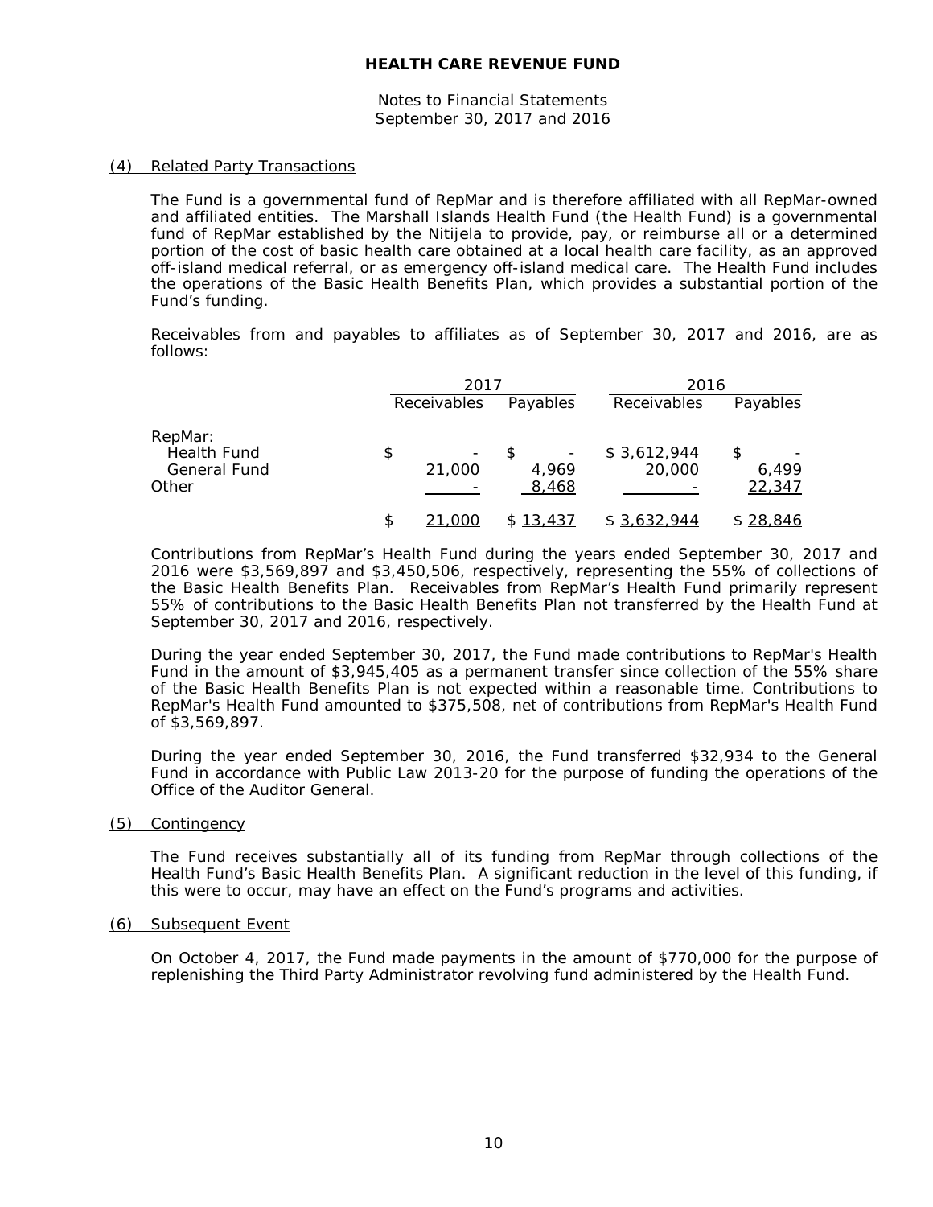# HEALTH CARE REVENUE FUND

Notes to Financial Statements
September 30, 2017 and 2016

## (4) Related Party Transactions

The Fund is a governmental fund of RepMar and is therefore affiliated with all RepMar-owned and affiliated entities. The Marshall Islands Health Fund (the Health Fund) is a governmental fund of RepMar established by the Nitijela to provide, pay, or reimburse all or a determined portion of the cost of basic health care obtained at a local health care facility, as an approved off-island medical referral, or as emergency off-island medical care. The Health Fund includes the operations of the Basic Health Benefits Plan, which provides a substantial portion of the Fund's funding.

Receivables from and payables to affiliates as of September 30, 2017 and 2016, are as follows:

| | 2017 | | 2016 | |
|---|---|---|---|---|
| | Receivables | Payables | Receivables | Payables |
| RepMar: | | | | |
| Health Fund | $ - | $ - | $ 3,612,944 | $ - |
| General Fund | 21,000 | 4,969 | 20,000 | 6,499 |
| Other | - | 8,468 | - | 22,347 |
| | $ 21,000 | $ 13,437 | $ 3,632,944 | $ 28,846 |

Contributions from RepMar's Health Fund during the years ended September 30, 2017 and 2016 were $3,569,897 and $3,450,506, respectively, representing the 55% of collections of the Basic Health Benefits Plan. Receivables from RepMar's Health Fund primarily represent 55% of contributions to the Basic Health Benefits Plan not transferred by the Health Fund at September 30, 2017 and 2016, respectively.

During the year ended September 30, 2017, the Fund made contributions to RepMar's Health Fund in the amount of $3,945,405 as a permanent transfer since collection of the 55% share of the Basic Health Benefits Plan is not expected within a reasonable time. Contributions to RepMar's Health Fund amounted to $375,508, net of contributions from RepMar's Health Fund of $3,569,897.

During the year ended September 30, 2016, the Fund transferred $32,934 to the General Fund in accordance with Public Law 2013-20 for the purpose of funding the operations of the Office of the Auditor General.

## (5) Contingency

The Fund receives substantially all of its funding from RepMar through collections of the Health Fund's Basic Health Benefits Plan. A significant reduction in the level of this funding, if this were to occur, may have an effect on the Fund's programs and activities.

## (6) Subsequent Event

On October 4, 2017, the Fund made payments in the amount of $770,000 for the purpose of replenishing the Third Party Administrator revolving fund administered by the Health Fund.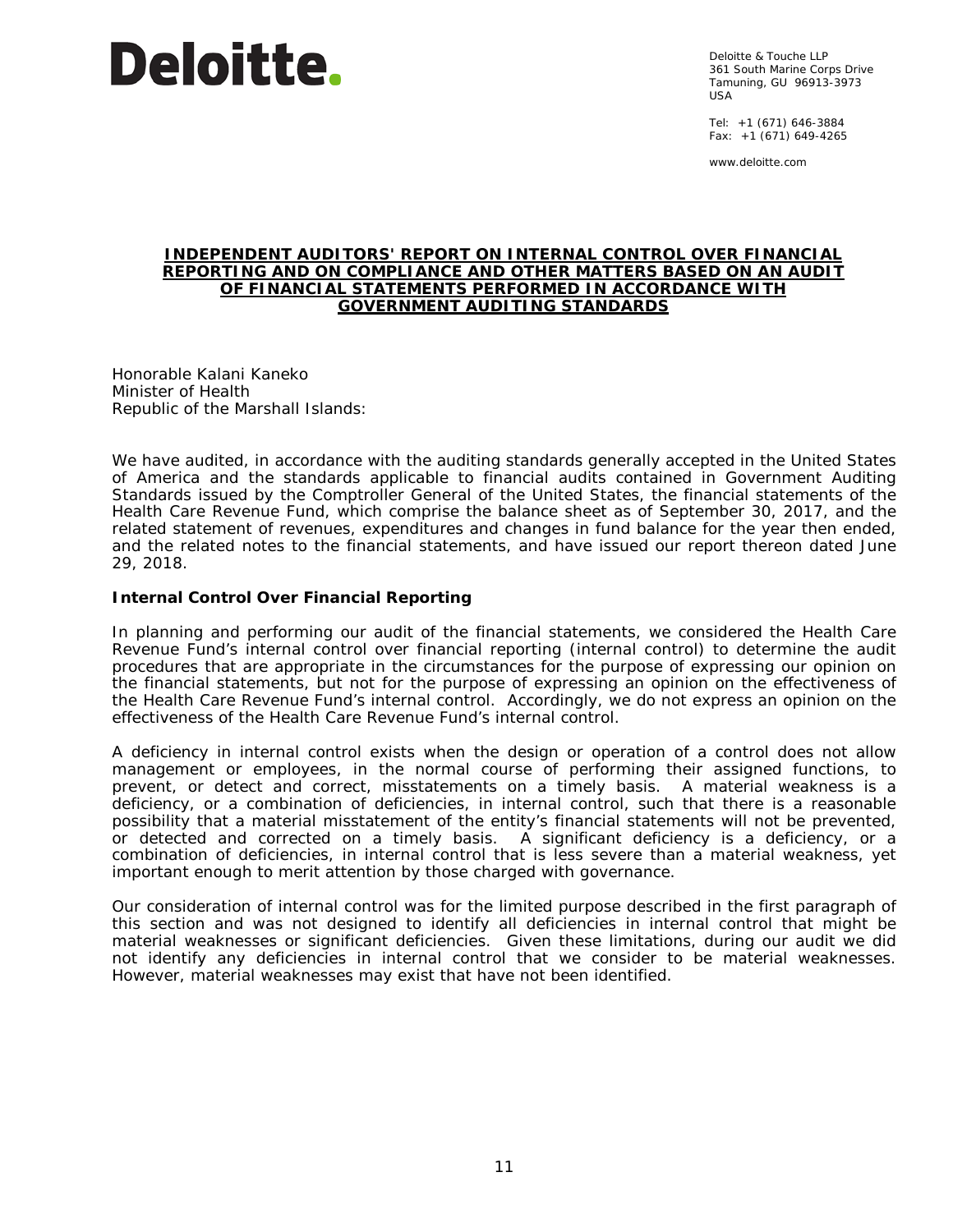Deloitte.

Deloitte & Touche LLP
361 South Marine Corps Drive
Tamuning, GU 96913-3973
USA

Tel: +1 (671) 646-3884
Fax: +1 (671) 649-4265

www.deloitte.com

# INDEPENDENT AUDITORS' REPORT ON INTERNAL CONTROL OVER FINANCIAL REPORTING AND ON COMPLIANCE AND OTHER MATTERS BASED ON AN AUDIT OF FINANCIAL STATEMENTS PERFORMED IN ACCORDANCE WITH GOVERNMENT AUDITING STANDARDS

Honorable Kalani Kaneko
Minister of Health
Republic of the Marshall Islands:

We have audited, in accordance with the auditing standards generally accepted in the United States of America and the standards applicable to financial audits contained in Government Auditing Standards issued by the Comptroller General of the United States, the financial statements of the Health Care Revenue Fund, which comprise the balance sheet as of September 30, 2017, and the related statement of revenues, expenditures and changes in fund balance for the year then ended, and the related notes to the financial statements, and have issued our report thereon dated June 29, 2018.

**Internal Control Over Financial Reporting**

In planning and performing our audit of the financial statements, we considered the Health Care Revenue Fund's internal control over financial reporting (internal control) to determine the audit procedures that are appropriate in the circumstances for the purpose of expressing our opinion on the financial statements, but not for the purpose of expressing an opinion on the effectiveness of the Health Care Revenue Fund's internal control. Accordingly, we do not express an opinion on the effectiveness of the Health Care Revenue Fund's internal control.

A deficiency in internal control exists when the design or operation of a control does not allow management or employees, in the normal course of performing their assigned functions, to prevent, or detect and correct, misstatements on a timely basis. A material weakness is a deficiency, or a combination of deficiencies, in internal control, such that there is a reasonable possibility that a material misstatement of the entity's financial statements will not be prevented, or detected and corrected on a timely basis. A significant deficiency is a deficiency, or a combination of deficiencies, in internal control that is less severe than a material weakness, yet important enough to merit attention by those charged with governance.

Our consideration of internal control was for the limited purpose described in the first paragraph of this section and was not designed to identify all deficiencies in internal control that might be material weaknesses or significant deficiencies. Given these limitations, during our audit we did not identify any deficiencies in internal control that we consider to be material weaknesses. However, material weaknesses may exist that have not been identified.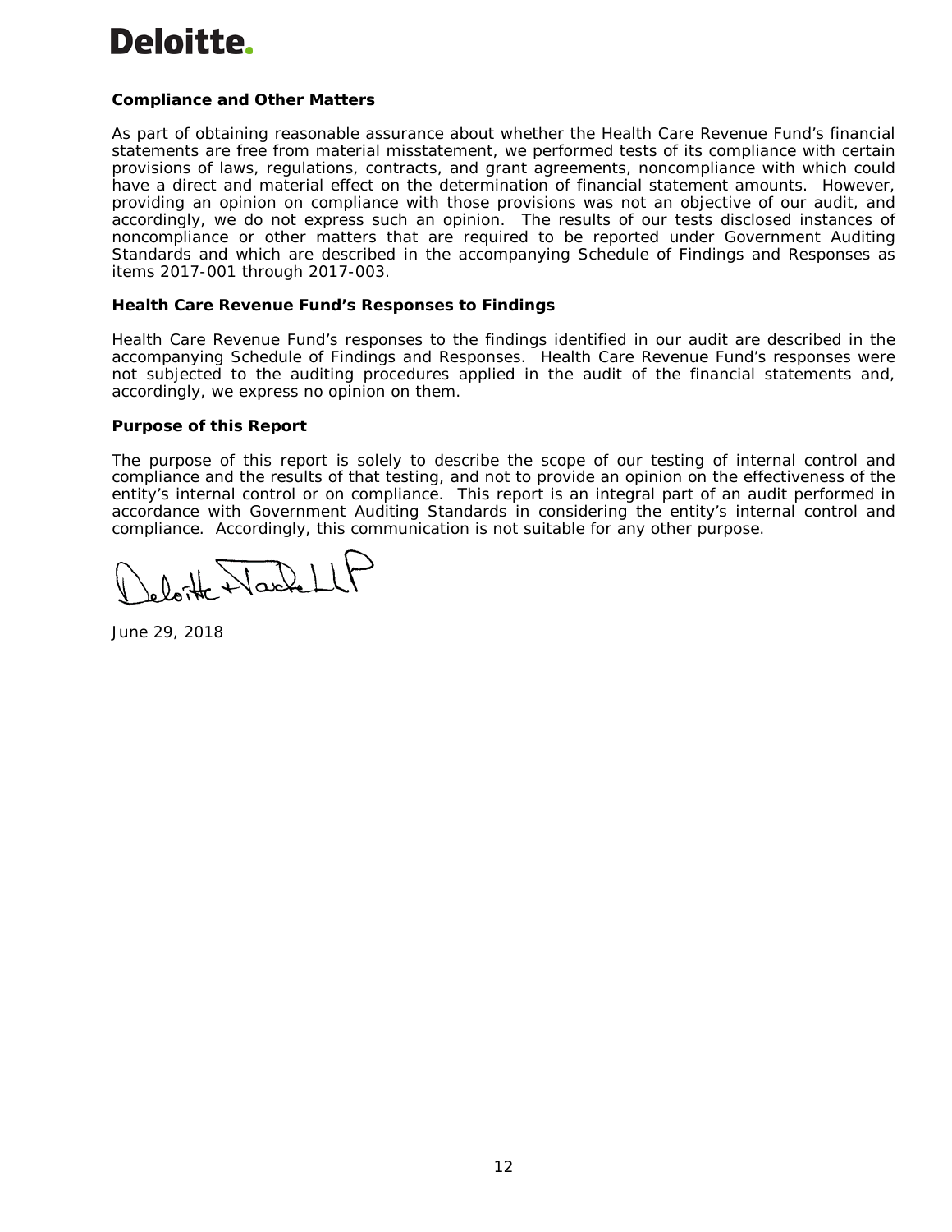**Compliance and Other Matters**

As part of obtaining reasonable assurance about whether the Health Care Revenue Fund's financial statements are free from material misstatement, we performed tests of its compliance with certain provisions of laws, regulations, contracts, and grant agreements, noncompliance with which could have a direct and material effect on the determination of financial statement amounts. However, providing an opinion on compliance with those provisions was not an objective of our audit, and accordingly, we do not express such an opinion. The results of our tests disclosed instances of noncompliance or other matters that are required to be reported under Government Auditing Standards and which are described in the accompanying Schedule of Findings and Responses as items 2017-001 through 2017-003.

**Health Care Revenue Fund's Responses to Findings**

Health Care Revenue Fund's responses to the findings identified in our audit are described in the accompanying Schedule of Findings and Responses. Health Care Revenue Fund's responses were not subjected to the auditing procedures applied in the audit of the financial statements and, accordingly, we express no opinion on them.

**Purpose of this Report**

The purpose of this report is solely to describe the scope of our testing of internal control and compliance and the results of that testing, and not to provide an opinion on the effectiveness of the entity's internal control or on compliance. This report is an integral part of an audit performed in accordance with Government Auditing Standards in considering the entity's internal control and compliance. Accordingly, this communication is not suitable for any other purpose.

Deloitte & Touche LLP

June 29, 2018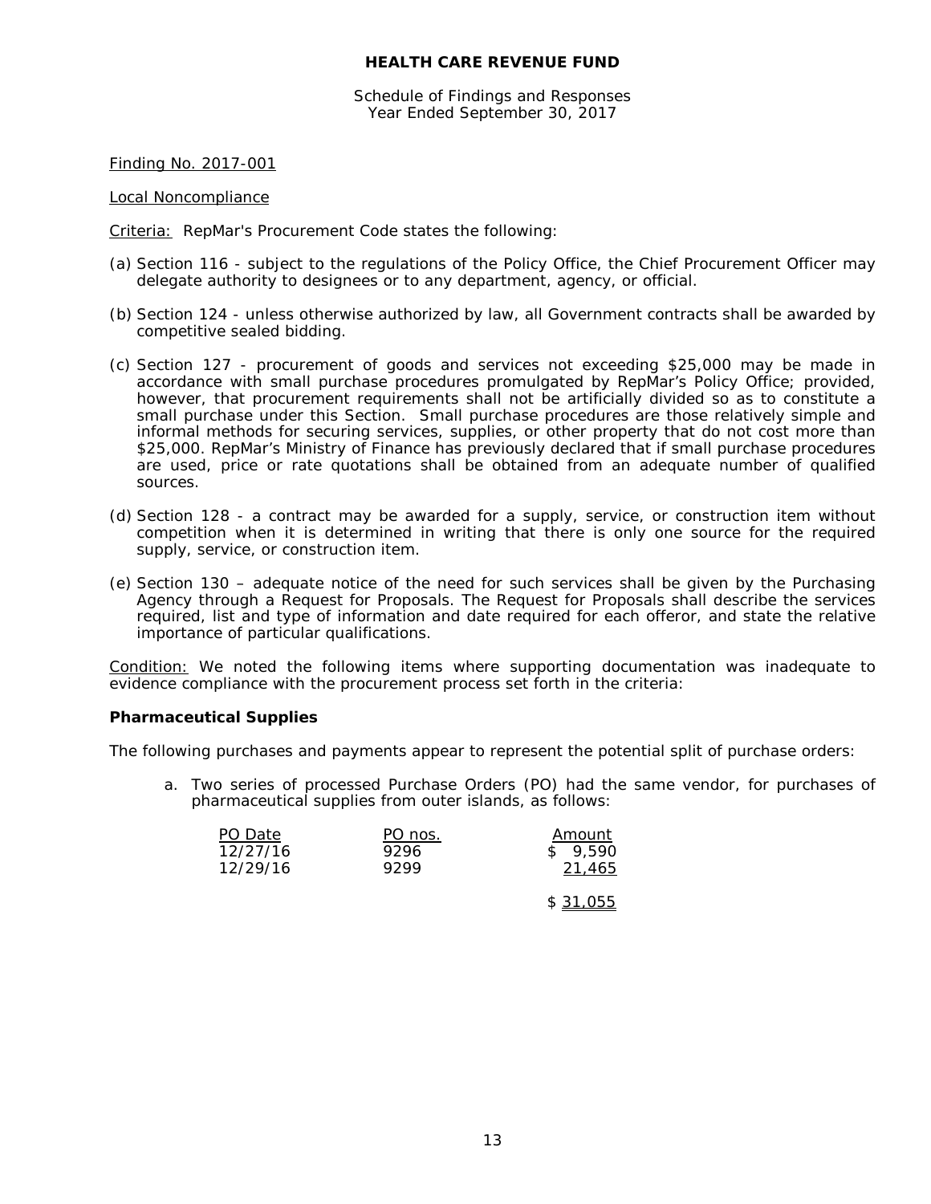**HEALTH CARE REVENUE FUND**

Schedule of Findings and Responses
Year Ended September 30, 2017

Finding No. 2017-001

Local Noncompliance

Criteria: RepMar's Procurement Code states the following:

(a) Section 116 - subject to the regulations of the Policy Office, the Chief Procurement Officer may delegate authority to designees or to any department, agency, or official.

(b) Section 124 - unless otherwise authorized by law, all Government contracts shall be awarded by competitive sealed bidding.

(c) Section 127 - procurement of goods and services not exceeding $25,000 may be made in accordance with small purchase procedures promulgated by RepMar's Policy Office; provided, however, that procurement requirements shall not be artificially divided so as to constitute a small purchase under this Section. Small purchase procedures are those relatively simple and informal methods for securing services, supplies, or other property that do not cost more than $25,000. RepMar's Ministry of Finance has previously declared that if small purchase procedures are used, price or rate quotations shall be obtained from an adequate number of qualified sources.

(d) Section 128 - a contract may be awarded for a supply, service, or construction item without competition when it is determined in writing that there is only one source for the required supply, service, or construction item.

(e) Section 130 – adequate notice of the need for such services shall be given by the Purchasing Agency through a Request for Proposals. The Request for Proposals shall describe the services required, list and type of information and date required for each offeror, and state the relative importance of particular qualifications.

Condition: We noted the following items where supporting documentation was inadequate to evidence compliance with the procurement process set forth in the criteria:

**Pharmaceutical Supplies**

The following purchases and payments appear to represent the potential split of purchase orders:

a. Two series of processed Purchase Orders (PO) had the same vendor, for purchases of pharmaceutical supplies from outer islands, as follows:

| PO Date | PO nos. | Amount |
|---|---|---|
| 12/27/16 | 9296 | $ 9,590 |
| 12/29/16 | 9299 | 21,465 |
| | | $ 31,055 |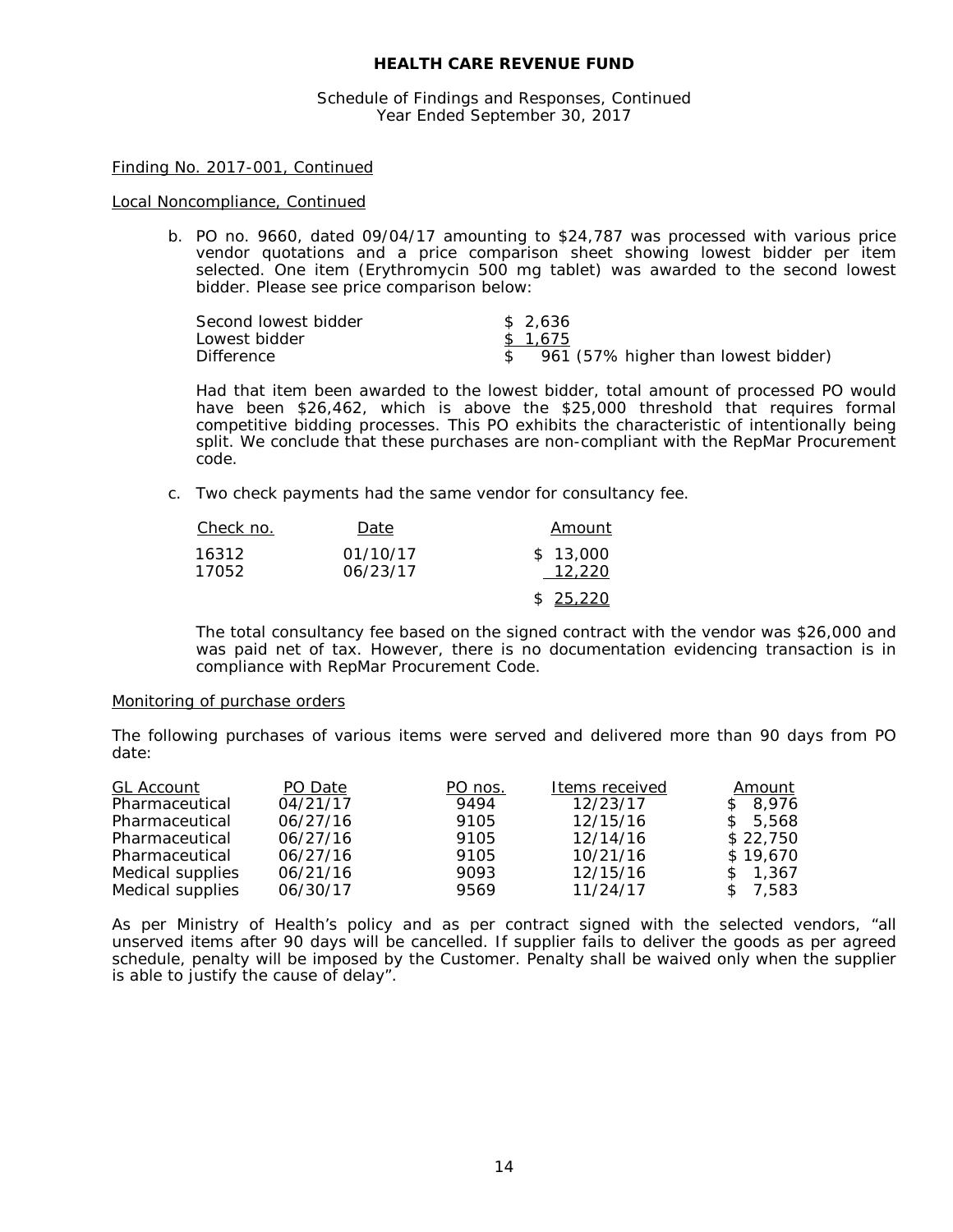# HEALTH CARE REVENUE FUND

Schedule of Findings and Responses, Continued
Year Ended September 30, 2017

Finding No. 2017-001, Continued

Local Noncompliance, Continued

b. PO no. 9660, dated 09/04/17 amounting to $24,787 was processed with various price vendor quotations and a price comparison sheet showing lowest bidder per item selected. One item (Erythromycin 500 mg tablet) was awarded to the second lowest bidder. Please see price comparison below:

| | |
|---|---|
| Second lowest bidder | $ 2,636 |
| Lowest bidder | $ 1,675 |
| Difference | $ 961 (57% higher than lowest bidder) |

Had that item been awarded to the lowest bidder, total amount of processed PO would have been $26,462, which is above the $25,000 threshold that requires formal competitive bidding processes. This PO exhibits the characteristic of intentionally being split. We conclude that these purchases are non-compliant with the RepMar Procurement code.

c. Two check payments had the same vendor for consultancy fee.

| Check no. | Date | Amount |
|---|---|---|
| 16312 | 01/10/17 | $ 13,000 |
| 17052 | 06/23/17 | 12,220 |
| | | $ 25,220 |

The total consultancy fee based on the signed contract with the vendor was $26,000 and was paid net of tax. However, there is no documentation evidencing transaction is in compliance with RepMar Procurement Code.

Monitoring of purchase orders

The following purchases of various items were served and delivered more than 90 days from PO date:

| GL Account | PO Date | PO nos. | Items received | Amount |
|---|---|---|---|---|
| Pharmaceutical | 04/21/17 | 9494 | 12/23/17 | $ 8,976 |
| Pharmaceutical | 06/27/16 | 9105 | 12/15/16 | $ 5,568 |
| Pharmaceutical | 06/27/16 | 9105 | 12/14/16 | $ 22,750 |
| Pharmaceutical | 06/27/16 | 9105 | 10/21/16 | $ 19,670 |
| Medical supplies | 06/21/16 | 9093 | 12/15/16 | $ 1,367 |
| Medical supplies | 06/30/17 | 9569 | 11/24/17 | $ 7,583 |

As per Ministry of Health's policy and as per contract signed with the selected vendors, "all unserved items after 90 days will be cancelled. If supplier fails to deliver the goods as per agreed schedule, penalty will be imposed by the Customer. Penalty shall be waived only when the supplier is able to justify the cause of delay".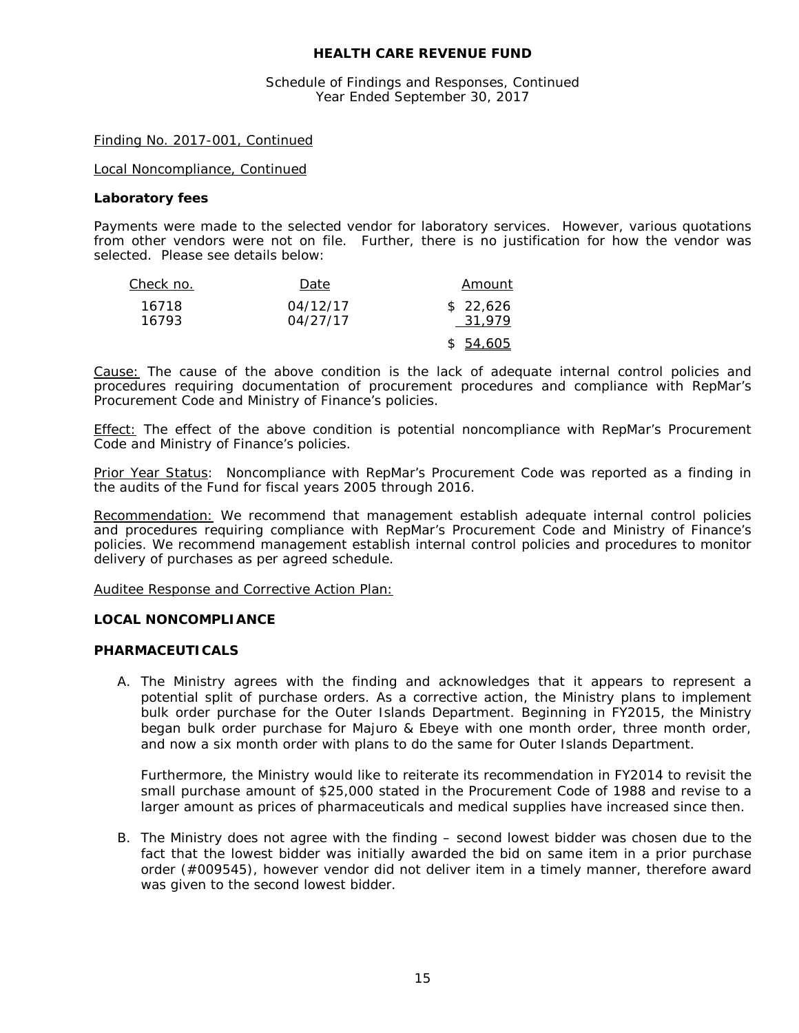# HEALTH CARE REVENUE FUND

Schedule of Findings and Responses, Continued
Year Ended September 30, 2017

Finding No. 2017-001, Continued

Local Noncompliance, Continued

**Laboratory fees**

Payments were made to the selected vendor for laboratory services. However, various quotations from other vendors were not on file. Further, there is no justification for how the vendor was selected. Please see details below:

| Check no. | Date | Amount |
|---|---|---|
| 16718 | 04/12/17 | $ 22,626 |
| 16793 | 04/27/17 | 31,979 |
| | | $ 54,605 |

Cause: The cause of the above condition is the lack of adequate internal control policies and procedures requiring documentation of procurement procedures and compliance with RepMar's Procurement Code and Ministry of Finance's policies.

Effect: The effect of the above condition is potential noncompliance with RepMar's Procurement Code and Ministry of Finance's policies.

Prior Year Status: Noncompliance with RepMar's Procurement Code was reported as a finding in the audits of the Fund for fiscal years 2005 through 2016.

Recommendation: We recommend that management establish adequate internal control policies and procedures requiring compliance with RepMar's Procurement Code and Ministry of Finance's policies. We recommend management establish internal control policies and procedures to monitor delivery of purchases as per agreed schedule.

Auditee Response and Corrective Action Plan:

**LOCAL NONCOMPLIANCE**

**PHARMACEUTICALS**

A. The Ministry agrees with the finding and acknowledges that it appears to represent a potential split of purchase orders. As a corrective action, the Ministry plans to implement bulk order purchase for the Outer Islands Department. Beginning in FY2015, the Ministry began bulk order purchase for Majuro & Ebeye with one month order, three month order, and now a six month order with plans to do the same for Outer Islands Department.

   Furthermore, the Ministry would like to reiterate its recommendation in FY2014 to revisit the small purchase amount of $25,000 stated in the Procurement Code of 1988 and revise to a larger amount as prices of pharmaceuticals and medical supplies have increased since then.

B. The Ministry does not agree with the finding – second lowest bidder was chosen due to the fact that the lowest bidder was initially awarded the bid on same item in a prior purchase order (#009545), however vendor did not deliver item in a timely manner, therefore award was given to the second lowest bidder.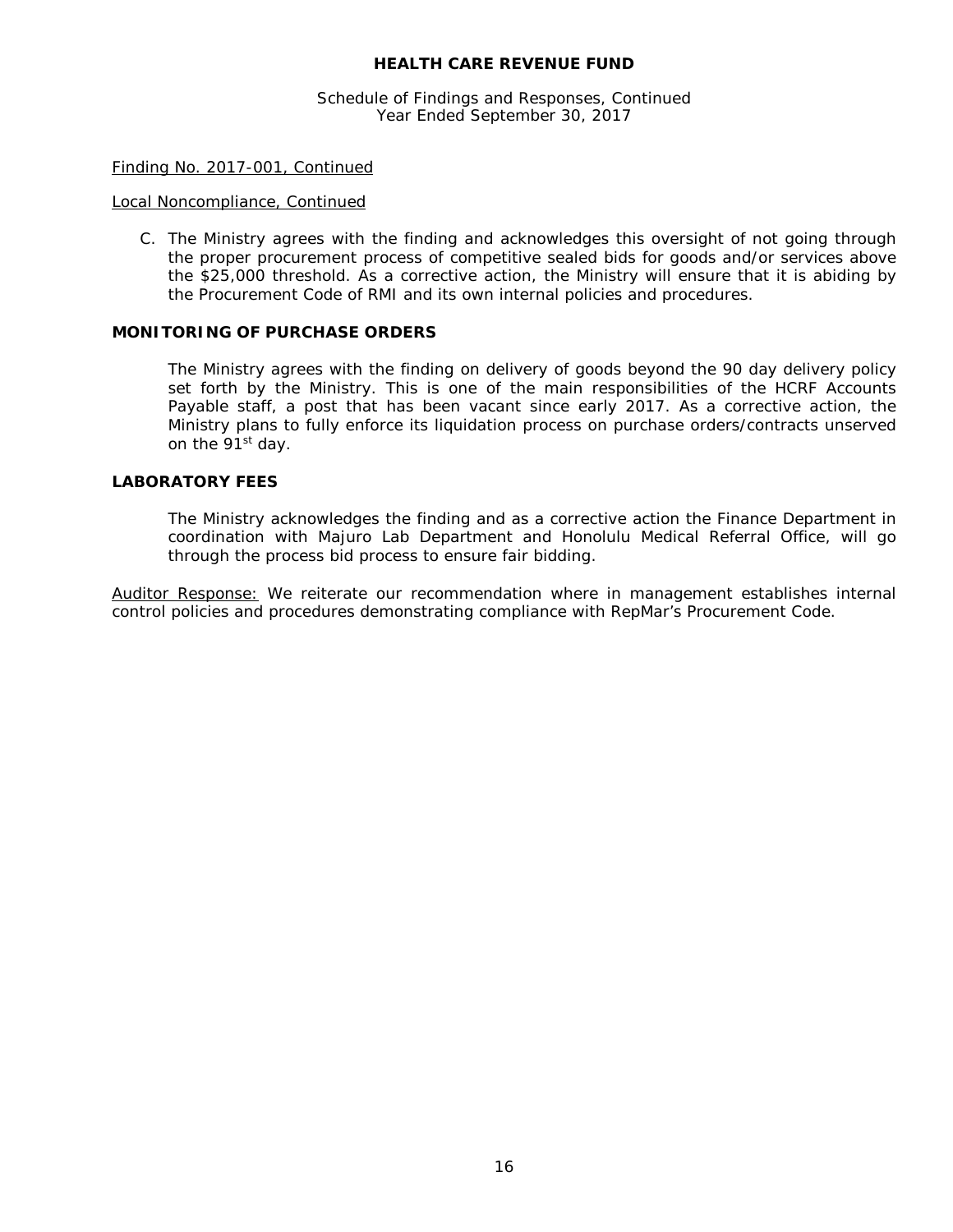# HEALTH CARE REVENUE FUND

Schedule of Findings and Responses, Continued
Year Ended September 30, 2017

Finding No. 2017-001, Continued

Local Noncompliance, Continued

C. The Ministry agrees with the finding and acknowledges this oversight of not going through the proper procurement process of competitive sealed bids for goods and/or services above the $25,000 threshold. As a corrective action, the Ministry will ensure that it is abiding by the Procurement Code of RMI and its own internal policies and procedures.

**MONITORING OF PURCHASE ORDERS**

The Ministry agrees with the finding on delivery of goods beyond the 90 day delivery policy set forth by the Ministry. This is one of the main responsibilities of the HCRF Accounts Payable staff, a post that has been vacant since early 2017. As a corrective action, the Ministry plans to fully enforce its liquidation process on purchase orders/contracts unserved on the 91st day.

**LABORATORY FEES**

The Ministry acknowledges the finding and as a corrective action the Finance Department in coordination with Majuro Lab Department and Honolulu Medical Referral Office, will go through the process bid process to ensure fair bidding.

Auditor Response: We reiterate our recommendation where in management establishes internal control policies and procedures demonstrating compliance with RepMar's Procurement Code.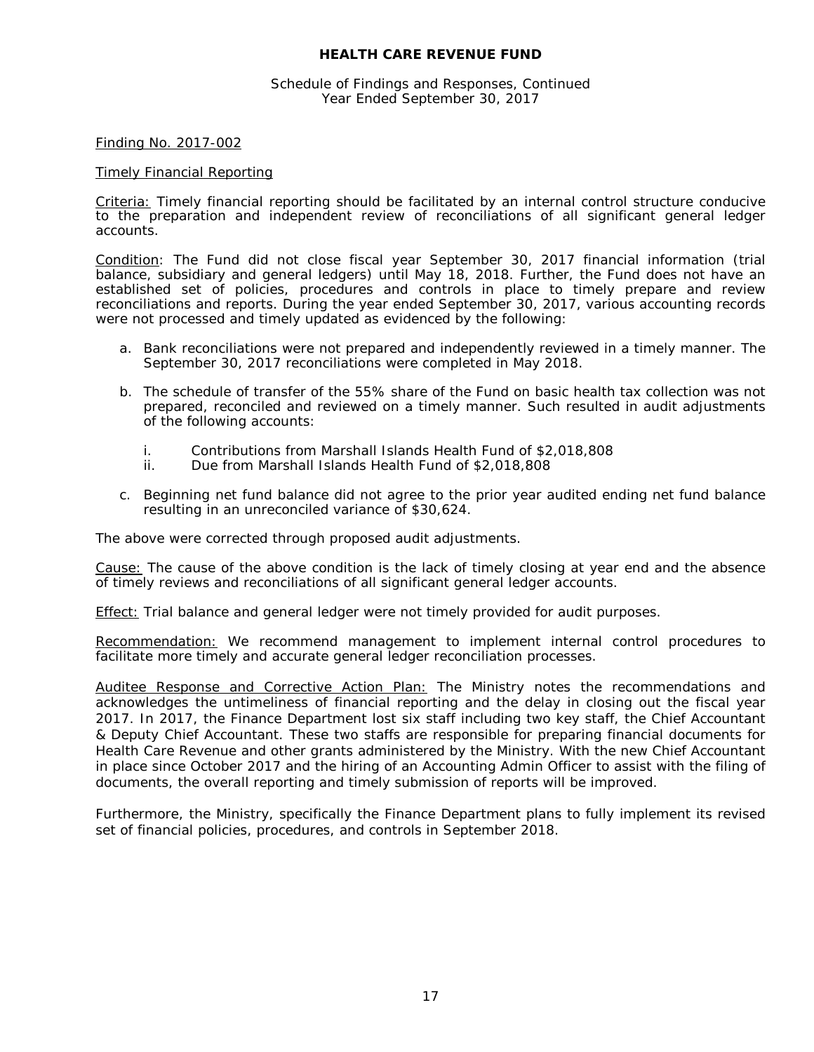# HEALTH CARE REVENUE FUND

Schedule of Findings and Responses, Continued
Year Ended September 30, 2017

Finding No. 2017-002

Timely Financial Reporting

Criteria: Timely financial reporting should be facilitated by an internal control structure conducive to the preparation and independent review of reconciliations of all significant general ledger accounts.

Condition: The Fund did not close fiscal year September 30, 2017 financial information (trial balance, subsidiary and general ledgers) until May 18, 2018. Further, the Fund does not have an established set of policies, procedures and controls in place to timely prepare and review reconciliations and reports. During the year ended September 30, 2017, various accounting records were not processed and timely updated as evidenced by the following:

a. Bank reconciliations were not prepared and independently reviewed in a timely manner. The September 30, 2017 reconciliations were completed in May 2018.

b. The schedule of transfer of the 55% share of the Fund on basic health tax collection was not prepared, reconciled and reviewed on a timely manner. Such resulted in audit adjustments of the following accounts:

   i. Contributions from Marshall Islands Health Fund of $2,018,808
   ii. Due from Marshall Islands Health Fund of $2,018,808

c. Beginning net fund balance did not agree to the prior year audited ending net fund balance resulting in an unreconciled variance of $30,624.

The above were corrected through proposed audit adjustments.

Cause: The cause of the above condition is the lack of timely closing at year end and the absence of timely reviews and reconciliations of all significant general ledger accounts.

Effect: Trial balance and general ledger were not timely provided for audit purposes.

Recommendation: We recommend management to implement internal control procedures to facilitate more timely and accurate general ledger reconciliation processes.

Auditee Response and Corrective Action Plan: The Ministry notes the recommendations and acknowledges the untimeliness of financial reporting and the delay in closing out the fiscal year 2017. In 2017, the Finance Department lost six staff including two key staff, the Chief Accountant & Deputy Chief Accountant. These two staffs are responsible for preparing financial documents for Health Care Revenue and other grants administered by the Ministry. With the new Chief Accountant in place since October 2017 and the hiring of an Accounting Admin Officer to assist with the filing of documents, the overall reporting and timely submission of reports will be improved.

Furthermore, the Ministry, specifically the Finance Department plans to fully implement its revised set of financial policies, procedures, and controls in September 2018.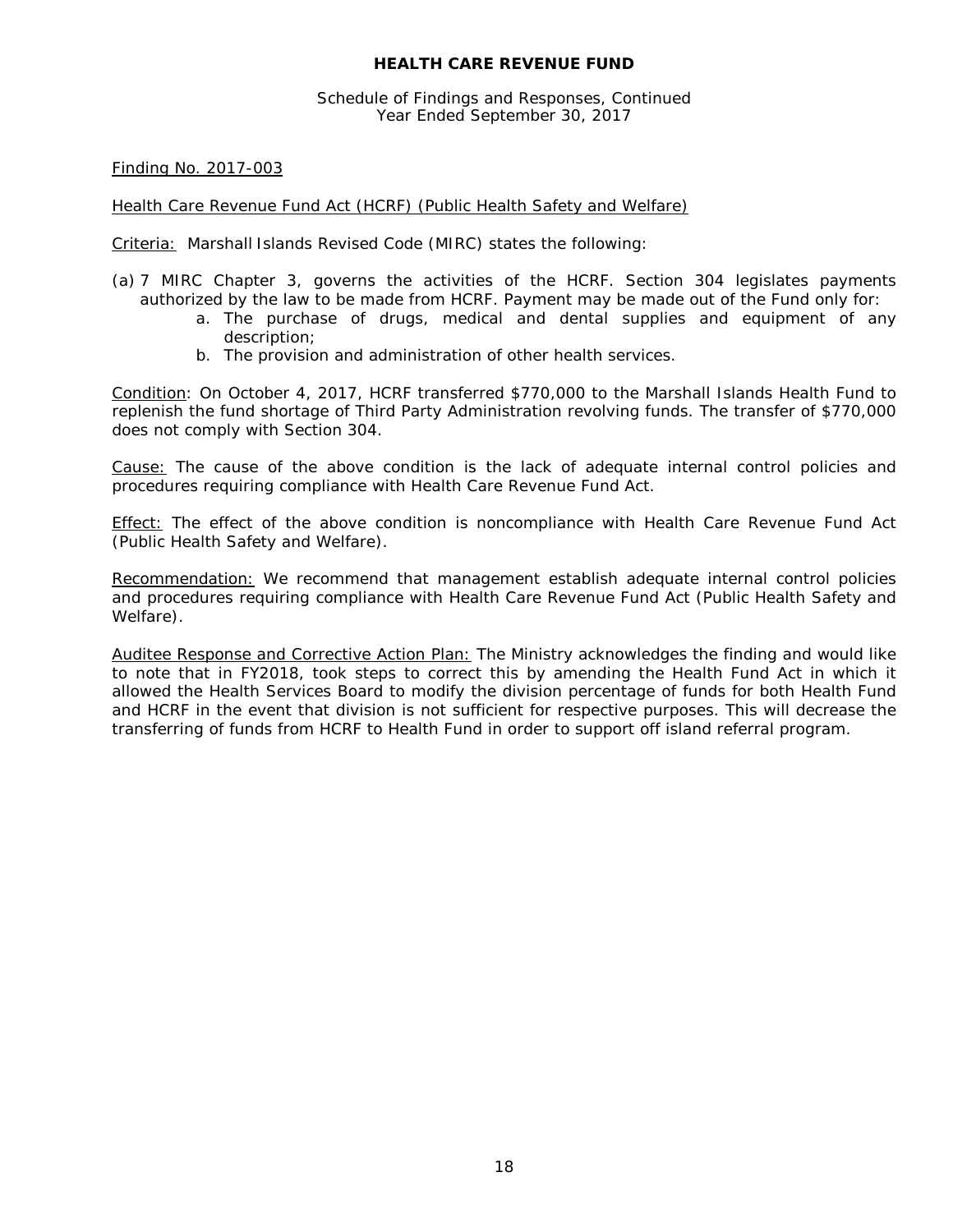# HEALTH CARE REVENUE FUND

Schedule of Findings and Responses, Continued
Year Ended September 30, 2017

Finding No. 2017-003

Health Care Revenue Fund Act (HCRF) (Public Health Safety and Welfare)

Criteria: Marshall Islands Revised Code (MIRC) states the following:

(a) 7 MIRC Chapter 3, governs the activities of the HCRF. Section 304 legislates payments authorized by the law to be made from HCRF. Payment may be made out of the Fund only for:

a. The purchase of drugs, medical and dental supplies and equipment of any description;
b. The provision and administration of other health services.

Condition: On October 4, 2017, HCRF transferred $770,000 to the Marshall Islands Health Fund to replenish the fund shortage of Third Party Administration revolving funds. The transfer of $770,000 does not comply with Section 304.

Cause: The cause of the above condition is the lack of adequate internal control policies and procedures requiring compliance with Health Care Revenue Fund Act.

Effect: The effect of the above condition is noncompliance with Health Care Revenue Fund Act (Public Health Safety and Welfare).

Recommendation: We recommend that management establish adequate internal control policies and procedures requiring compliance with Health Care Revenue Fund Act (Public Health Safety and Welfare).

Auditee Response and Corrective Action Plan: The Ministry acknowledges the finding and would like to note that in FY2018, took steps to correct this by amending the Health Fund Act in which it allowed the Health Services Board to modify the division percentage of funds for both Health Fund and HCRF in the event that division is not sufficient for respective purposes. This will decrease the transferring of funds from HCRF to Health Fund in order to support off island referral program.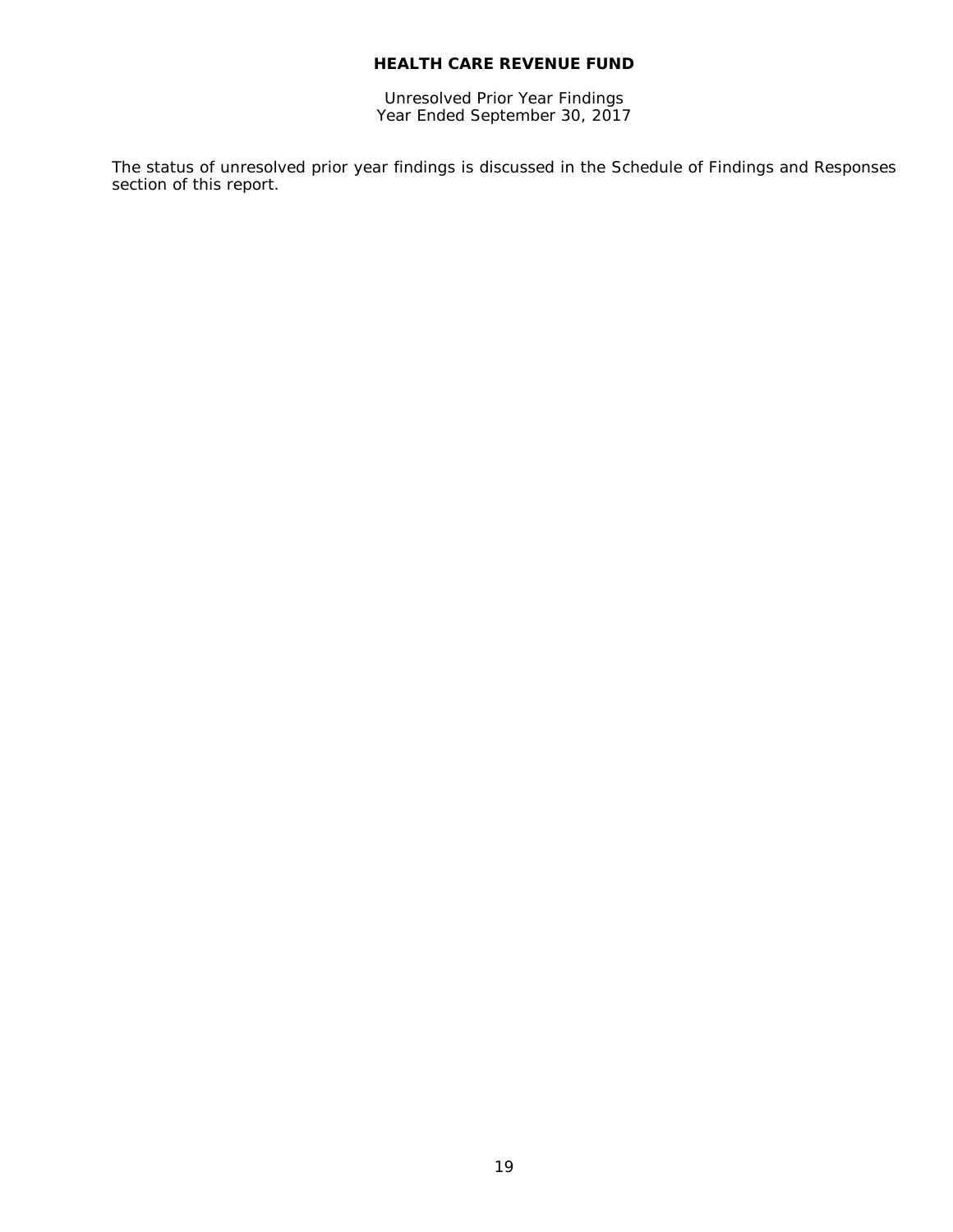# HEALTH CARE REVENUE FUND

Unresolved Prior Year Findings
Year Ended September 30, 2017

The status of unresolved prior year findings is discussed in the Schedule of Findings and Responses section of this report.